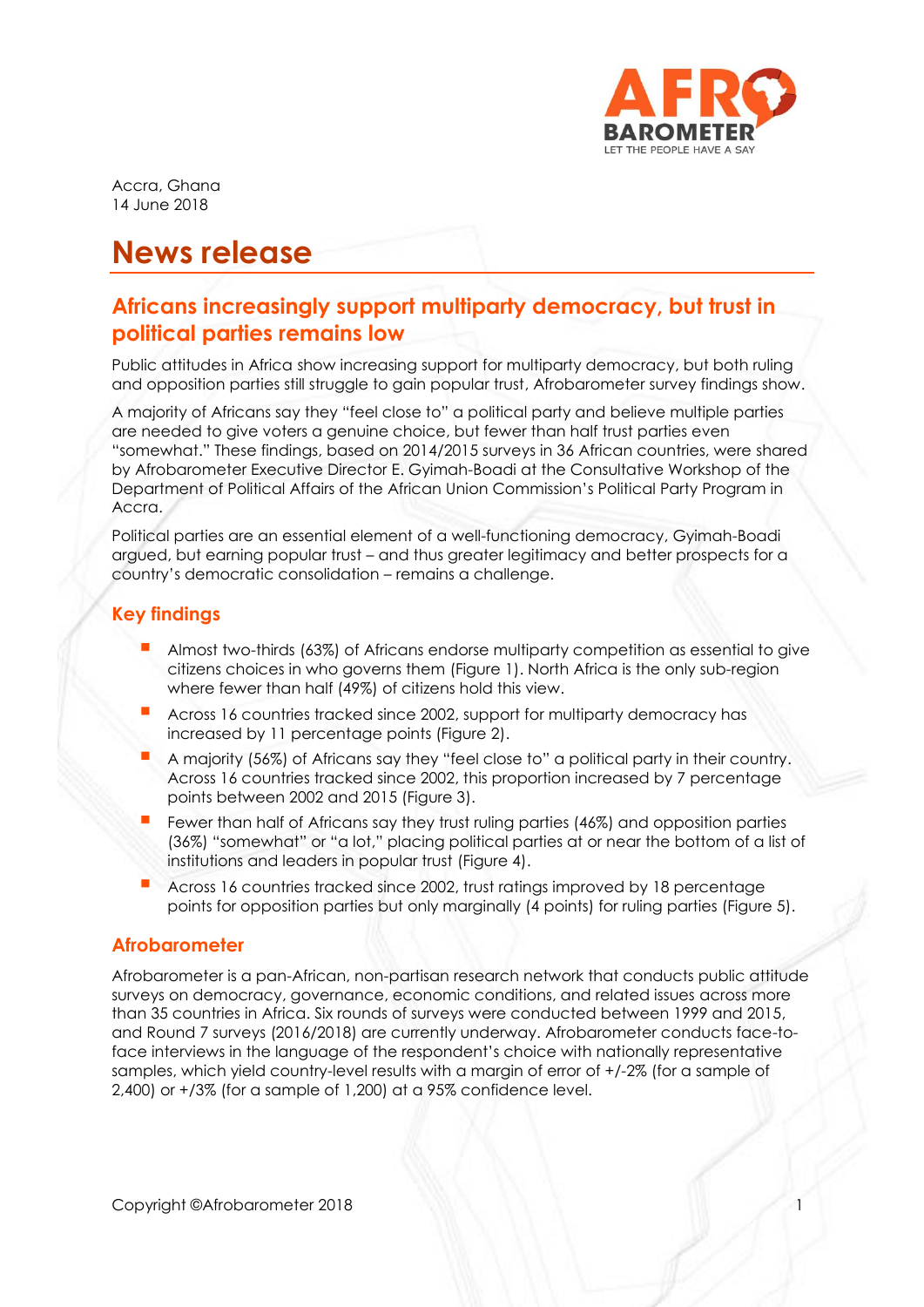Accra, Ghana
14 June 2018

# News release

## Africans increasingly support multiparty democracy, but trust in political parties remains low

Public attitudes in Africa show increasing support for multiparty democracy, but both ruling and opposition parties still struggle to gain popular trust, Afrobarometer survey findings show.

A majority of Africans say they "feel close to" a political party and believe multiple parties are needed to give voters a genuine choice, but fewer than half trust parties even "somewhat." These findings, based on 2014/2015 surveys in 36 African countries, were shared by Afrobarometer Executive Director E. Gyimah-Boadi at the Consultative Workshop of the Department of Political Affairs of the African Union Commission's Political Party Program in Accra.

Political parties are an essential element of a well-functioning democracy, Gyimah-Boadi argued, but earning popular trust – and thus greater legitimacy and better prospects for a country's democratic consolidation – remains a challenge.

### Key findings

- Almost two-thirds (63%) of Africans endorse multiparty competition as essential to give citizens choices in who governs them (Figure 1). North Africa is the only sub-region where fewer than half (49%) of citizens hold this view.
- Across 16 countries tracked since 2002, support for multiparty democracy has increased by 11 percentage points (Figure 2).
- A majority (56%) of Africans say they "feel close to" a political party in their country. Across 16 countries tracked since 2002, this proportion increased by 7 percentage points between 2002 and 2015 (Figure 3).
- Fewer than half of Africans say they trust ruling parties (46%) and opposition parties (36%) "somewhat" or "a lot," placing political parties at or near the bottom of a list of institutions and leaders in popular trust (Figure 4).
- Across 16 countries tracked since 2002, trust ratings improved by 18 percentage points for opposition parties but only marginally (4 points) for ruling parties (Figure 5).

### Afrobarometer

Afrobarometer is a pan-African, non-partisan research network that conducts public attitude surveys on democracy, governance, economic conditions, and related issues across more than 35 countries in Africa. Six rounds of surveys were conducted between 1999 and 2015, and Round 7 surveys (2016/2018) are currently underway. Afrobarometer conducts face-to-face interviews in the language of the respondent's choice with nationally representative samples, which yield country-level results with a margin of error of +/-2% (for a sample of 2,400) or +/3% (for a sample of 1,200) at a 95% confidence level.

Copyright ©Afrobarometer 2018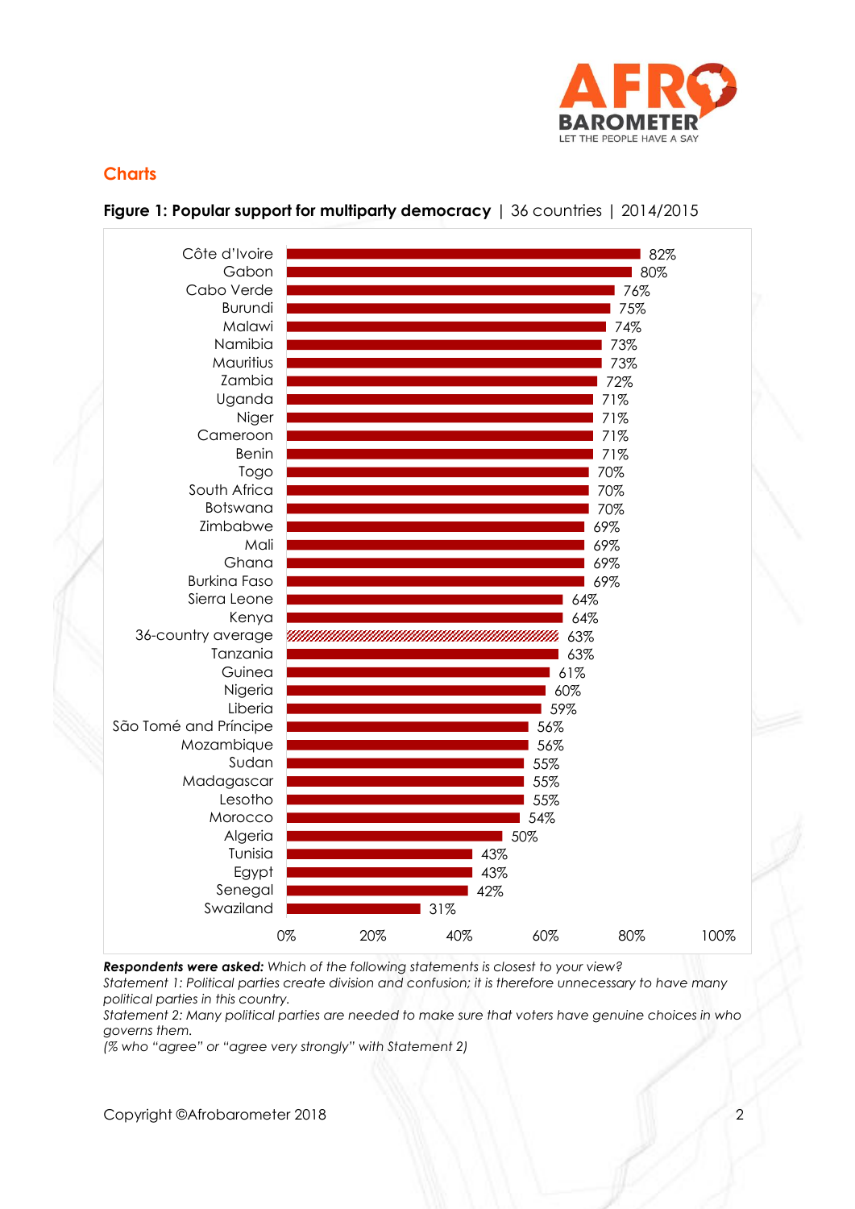## Charts

**Figure 1: Popular support for multiparty democracy** | 36 countries | 2014/2015

| Country | % |
|---|---|
| Côte d'Ivoire | 82% |
| Gabon | 80% |
| Cabo Verde | 76% |
| Burundi | 75% |
| Malawi | 74% |
| Namibia | 73% |
| Mauritius | 73% |
| Zambia | 72% |
| Uganda | 71% |
| Niger | 71% |
| Cameroon | 71% |
| Benin | 71% |
| Togo | 70% |
| South Africa | 70% |
| Botswana | 70% |
| Zimbabwe | 69% |
| Mali | 69% |
| Ghana | 69% |
| Burkina Faso | 69% |
| Sierra Leone | 64% |
| Kenya | 64% |
| 36-country average | 63% |
| Tanzania | 63% |
| Guinea | 61% |
| Nigeria | 60% |
| Liberia | 59% |
| São Tomé and Príncipe | 56% |
| Mozambique | 56% |
| Sudan | 55% |
| Madagascar | 55% |
| Lesotho | 55% |
| Morocco | 54% |
| Algeria | 50% |
| Tunisia | 43% |
| Egypt | 43% |
| Senegal | 42% |
| Swaziland | 31% |

***Respondents were asked:*** *Which of the following statements is closest to your view?*
*Statement 1: Political parties create division and confusion; it is therefore unnecessary to have many political parties in this country.*
*Statement 2: Many political parties are needed to make sure that voters have genuine choices in who governs them.*
*(% who "agree" or "agree very strongly" with Statement 2)*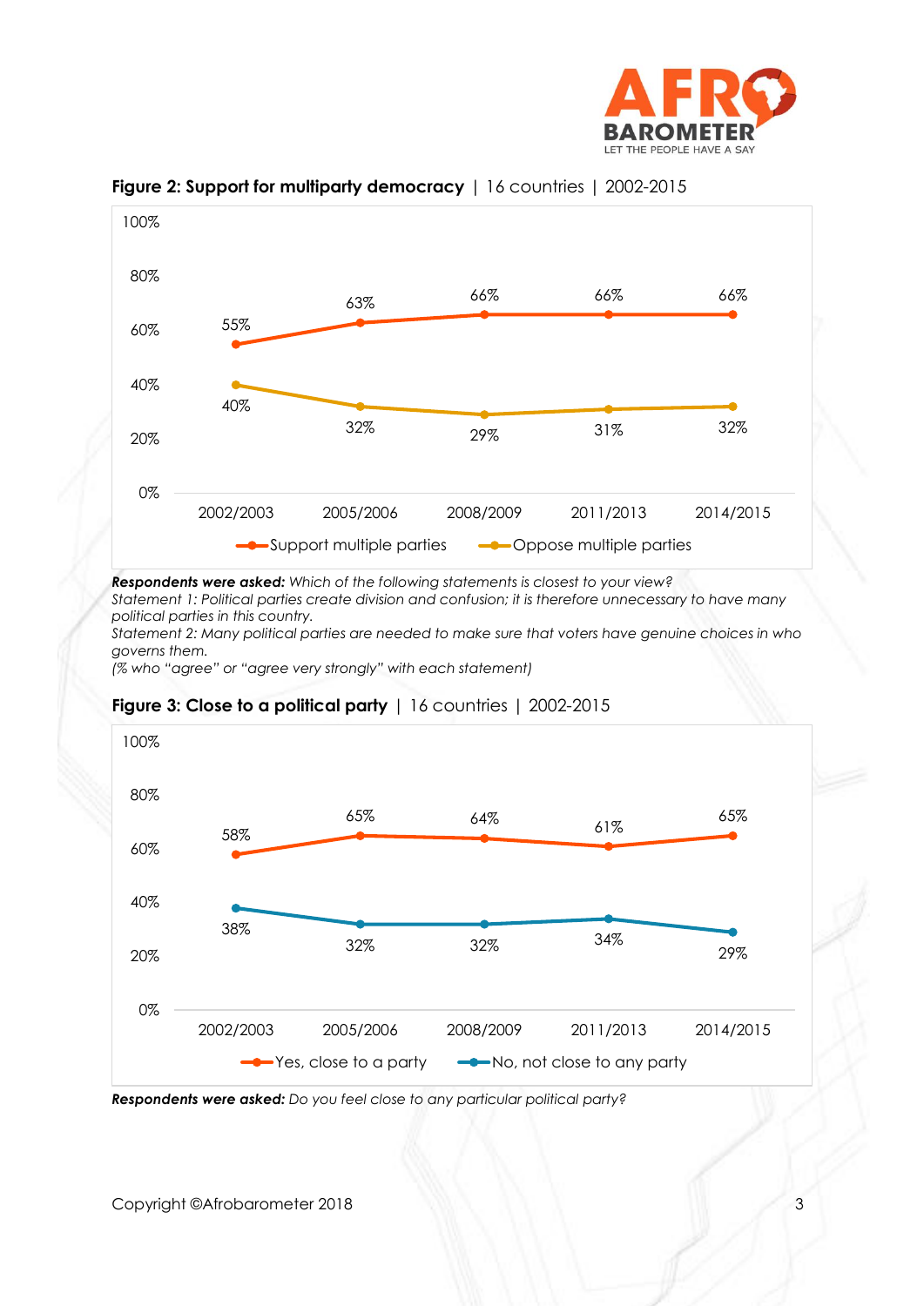**Figure 2: Support for multiparty democracy** | 16 countries | 2002-2015

| | 2002/2003 | 2005/2006 | 2008/2009 | 2011/2013 | 2014/2015 |
|---|---|---|---|---|---|
| Support multiple parties | 55% | 63% | 66% | 66% | 66% |
| Oppose multiple parties | 40% | 32% | 29% | 31% | 32% |

***Respondents were asked:*** *Which of the following statements is closest to your view?*
*Statement 1: Political parties create division and confusion; it is therefore unnecessary to have many political parties in this country.*
*Statement 2: Many political parties are needed to make sure that voters have genuine choices in who governs them.*
*(% who "agree" or "agree very strongly" with each statement)*

**Figure 3: Close to a political party** | 16 countries | 2002-2015

| | 2002/2003 | 2005/2006 | 2008/2009 | 2011/2013 | 2014/2015 |
|---|---|---|---|---|---|
| Yes, close to a party | 58% | 65% | 64% | 61% | 65% |
| No, not close to any party | 38% | 32% | 32% | 34% | 29% |

***Respondents were asked:*** *Do you feel close to any particular political party?*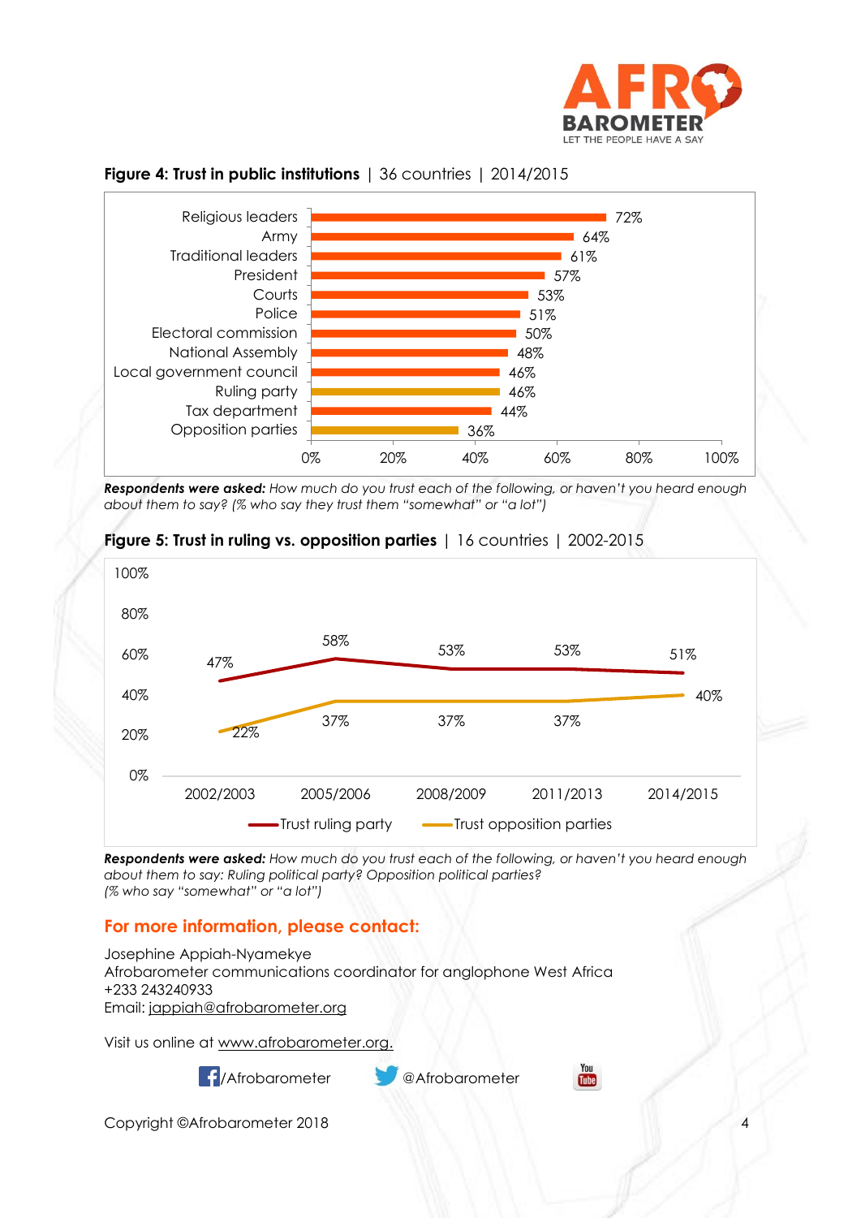**Figure 4: Trust in public institutions** | 36 countries | 2014/2015

Religious leaders 72%
Army 64%
Traditional leaders 61%
President 57%
Courts 53%
Police 51%
Electoral commission 50%
National Assembly 48%
Local government council 46%
Ruling party 46%
Tax department 44%
Opposition parties 36%

0% 20% 40% 60% 80% 100%

***Respondents were asked:*** *How much do you trust each of the following, or haven't you heard enough about them to say? (% who say they trust them "somewhat" or "a lot")*

**Figure 5: Trust in ruling vs. opposition parties** | 16 countries | 2002-2015

100%
80%
60%
40%
20%
0%

2002/2003 2005/2006 2008/2009 2011/2013 2014/2015

Trust ruling party: 47% 58% 53% 53% 51%
Trust opposition parties: 22% 37% 37% 37% 40%

***Respondents were asked:*** *How much do you trust each of the following, or haven't you heard enough about them to say: Ruling political party? Opposition political parties? (% who say "somewhat" or "a lot")*

## For more information, please contact:

Josephine Appiah-Nyamekye
Afrobarometer communications coordinator for anglophone West Africa
+233 243240933
Email: jappiah@afrobarometer.org

Visit us online at www.afrobarometer.org.

/Afrobarometer @Afrobarometer

Copyright ©Afrobarometer 2018